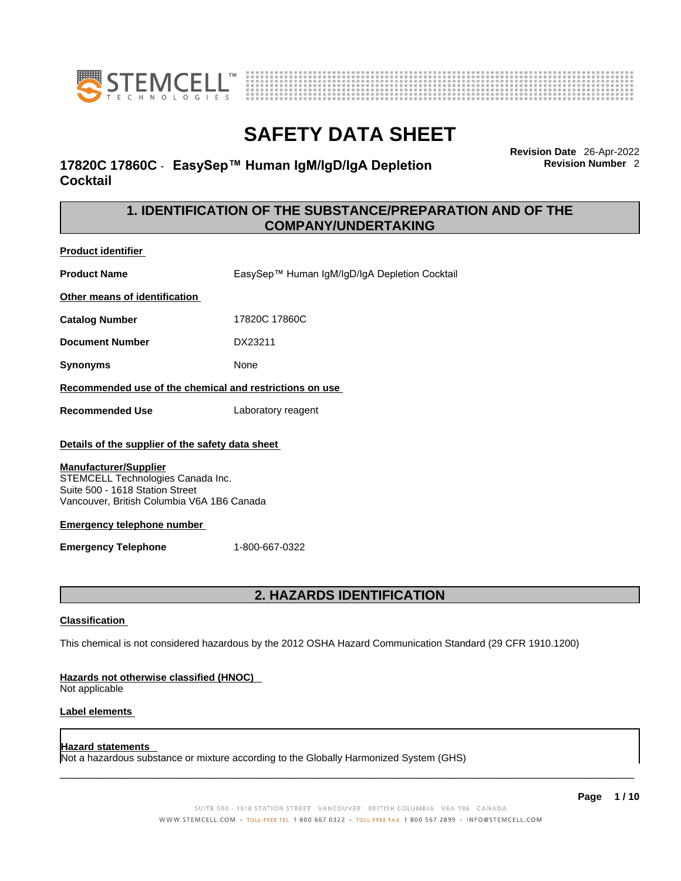# SAFETY DATA SHEET

**17820C 17860C - EasySep™ Human IgM/IgD/IgA Depletion Cocktail**

**Revision Date** 26-Apr-2022
**Revision Number** 2

## 1. IDENTIFICATION OF THE SUBSTANCE/PREPARATION AND OF THE COMPANY/UNDERTAKING

**Product identifier**

**Product Name** EasySep™ Human IgM/IgD/IgA Depletion Cocktail

**Other means of identification**

**Catalog Number** 17820C 17860C

**Document Number** DX23211

**Synonyms** None

**Recommended use of the chemical and restrictions on use**

**Recommended Use** Laboratory reagent

**Details of the supplier of the safety data sheet**

**Manufacturer/Supplier**
STEMCELL Technologies Canada Inc.
Suite 500 - 1618 Station Street
Vancouver, British Columbia V6A 1B6 Canada

**Emergency telephone number**

**Emergency Telephone** 1-800-667-0322

## 2. HAZARDS IDENTIFICATION

**Classification**

This chemical is not considered hazardous by the 2012 OSHA Hazard Communication Standard (29 CFR 1910.1200)

**Hazards not otherwise classified (HNOC)**
Not applicable

**Label elements**

**Hazard statements**
Not a hazardous substance or mixture according to the Globally Harmonized System (GHS)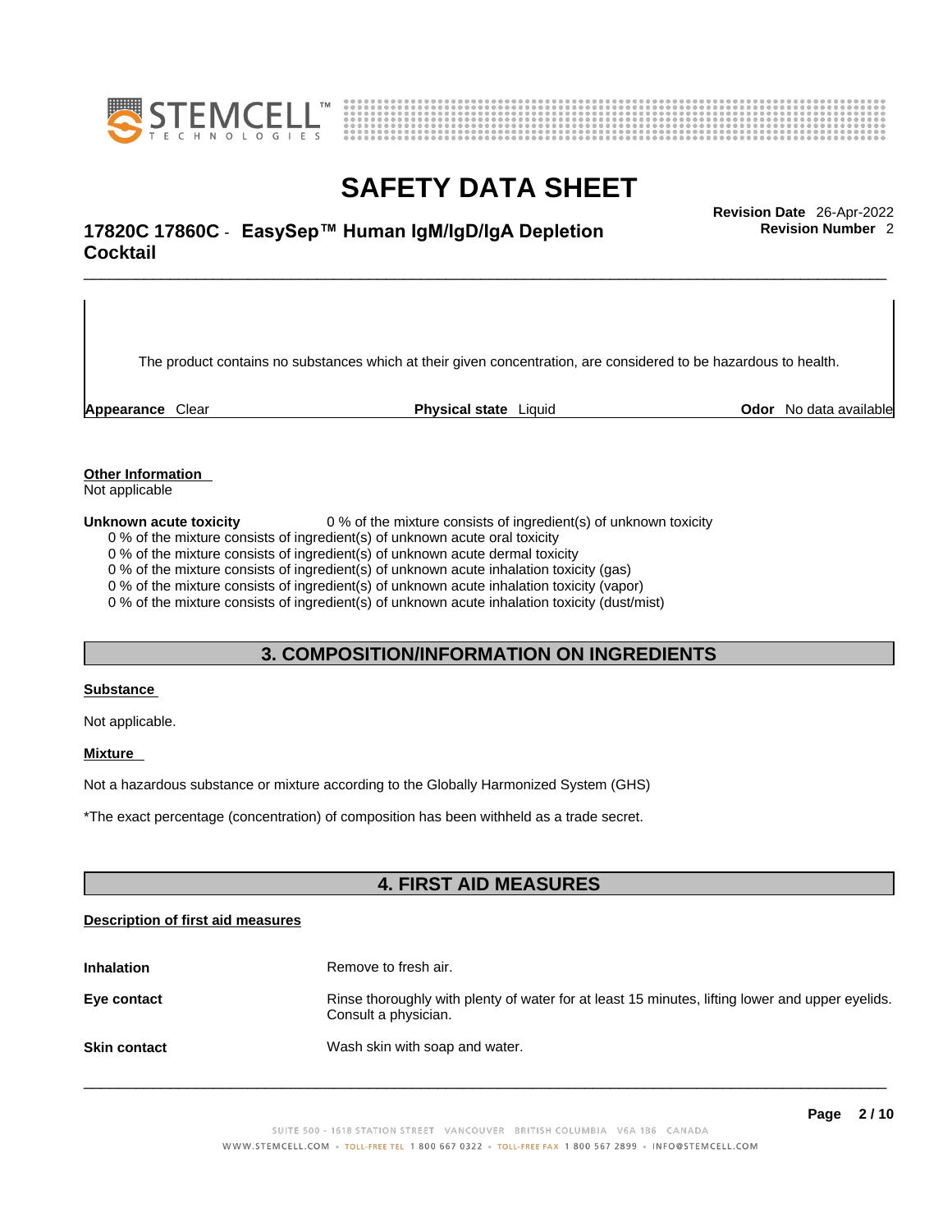The product contains no substances which at their given concentration, are considered to be hazardous to health.

**Appearance** Clear **Physical state** Liquid **Odor** No data available

**Other Information**

Not applicable

**Unknown acute toxicity** 0 % of the mixture consists of ingredient(s) of unknown toxicity

0 % of the mixture consists of ingredient(s) of unknown acute oral toxicity
0 % of the mixture consists of ingredient(s) of unknown acute dermal toxicity
0 % of the mixture consists of ingredient(s) of unknown acute inhalation toxicity (gas)
0 % of the mixture consists of ingredient(s) of unknown acute inhalation toxicity (vapor)
0 % of the mixture consists of ingredient(s) of unknown acute inhalation toxicity (dust/mist)

## 3. COMPOSITION/INFORMATION ON INGREDIENTS

**Substance**

Not applicable.

**Mixture**

Not a hazardous substance or mixture according to the Globally Harmonized System (GHS)

*The exact percentage (concentration) of composition has been withheld as a trade secret.

## 4. FIRST AID MEASURES

**Description of first aid measures**

**Inhalation** Remove to fresh air.

**Eye contact** Rinse thoroughly with plenty of water for at least 15 minutes, lifting lower and upper eyelids. Consult a physician.

**Skin contact** Wash skin with soap and water.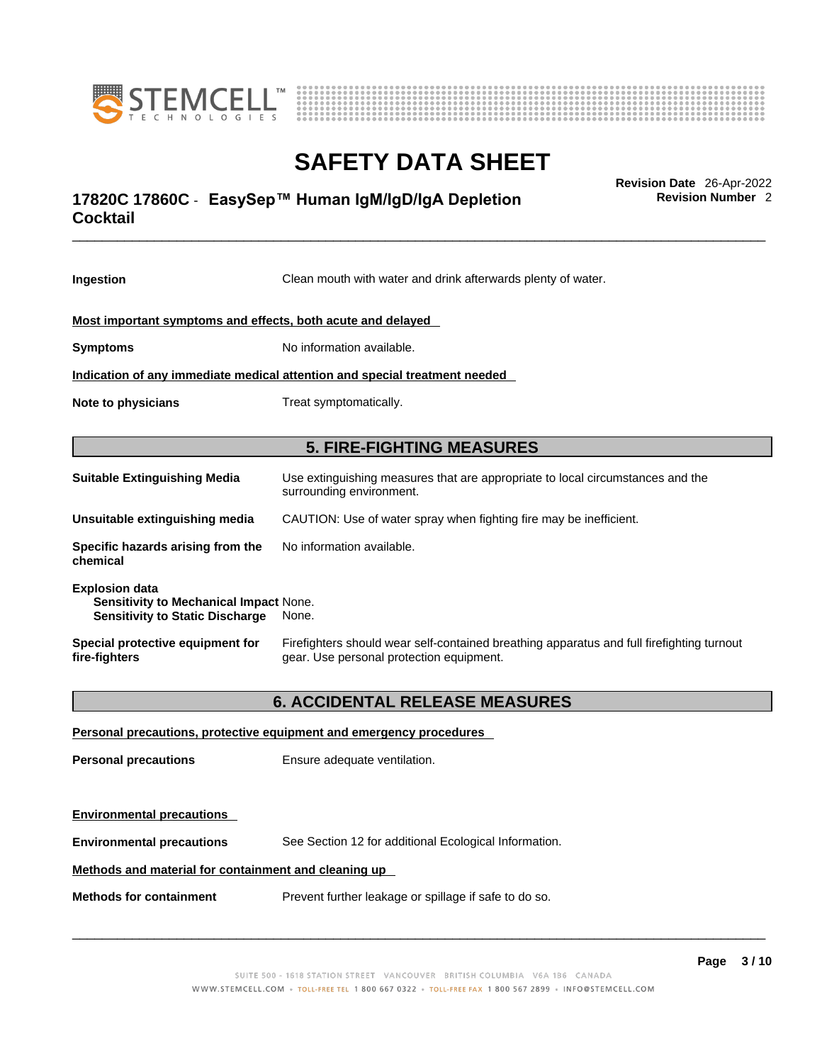**Ingestion** Clean mouth with water and drink afterwards plenty of water.

**Most important symptoms and effects, both acute and delayed**

**Symptoms** No information available.

**Indication of any immediate medical attention and special treatment needed**

**Note to physicians** Treat symptomatically.

## 5. FIRE-FIGHTING MEASURES

**Suitable Extinguishing Media** Use extinguishing measures that are appropriate to local circumstances and the surrounding environment.

**Unsuitable extinguishing media** CAUTION: Use of water spray when fighting fire may be inefficient.

**Specific hazards arising from the chemical** No information available.

**Explosion data**
**Sensitivity to Mechanical Impact** None.
**Sensitivity to Static Discharge** None.

**Special protective equipment for fire-fighters** Firefighters should wear self-contained breathing apparatus and full firefighting turnout gear. Use personal protection equipment.

## 6. ACCIDENTAL RELEASE MEASURES

**Personal precautions, protective equipment and emergency procedures**

**Personal precautions** Ensure adequate ventilation.

**Environmental precautions**

**Environmental precautions** See Section 12 for additional Ecological Information.

**Methods and material for containment and cleaning up**

**Methods for containment** Prevent further leakage or spillage if safe to do so.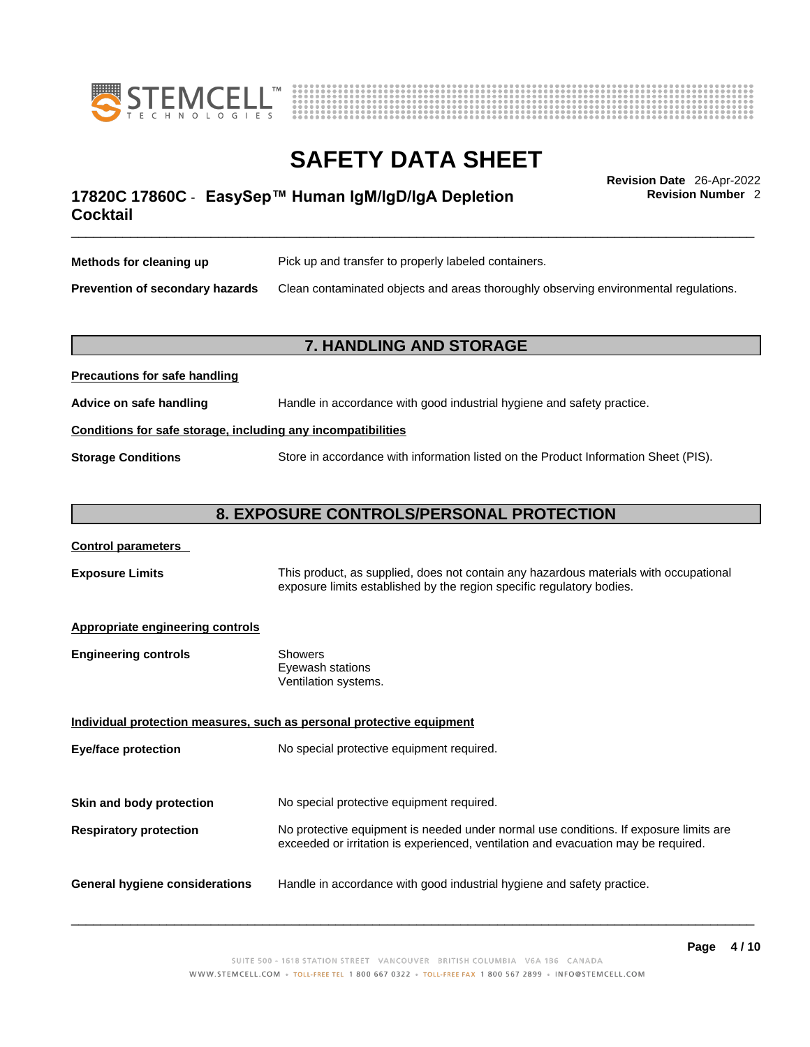**Methods for cleaning up** Pick up and transfer to properly labeled containers.

**Prevention of secondary hazards** Clean contaminated objects and areas thoroughly observing environmental regulations.

## 7. HANDLING AND STORAGE

**Precautions for safe handling**

**Advice on safe handling** Handle in accordance with good industrial hygiene and safety practice.

**Conditions for safe storage, including any incompatibilities**

**Storage Conditions** Store in accordance with information listed on the Product Information Sheet (PIS).

## 8. EXPOSURE CONTROLS/PERSONAL PROTECTION

**Control parameters**

**Exposure Limits** This product, as supplied, does not contain any hazardous materials with occupational exposure limits established by the region specific regulatory bodies.

**Appropriate engineering controls**

**Engineering controls**
- Showers
- Eyewash stations
- Ventilation systems.

**Individual protection measures, such as personal protective equipment**

**Eye/face protection** No special protective equipment required.

**Skin and body protection** No special protective equipment required.

**Respiratory protection** No protective equipment is needed under normal use conditions. If exposure limits are exceeded or irritation is experienced, ventilation and evacuation may be required.

**General hygiene considerations** Handle in accordance with good industrial hygiene and safety practice.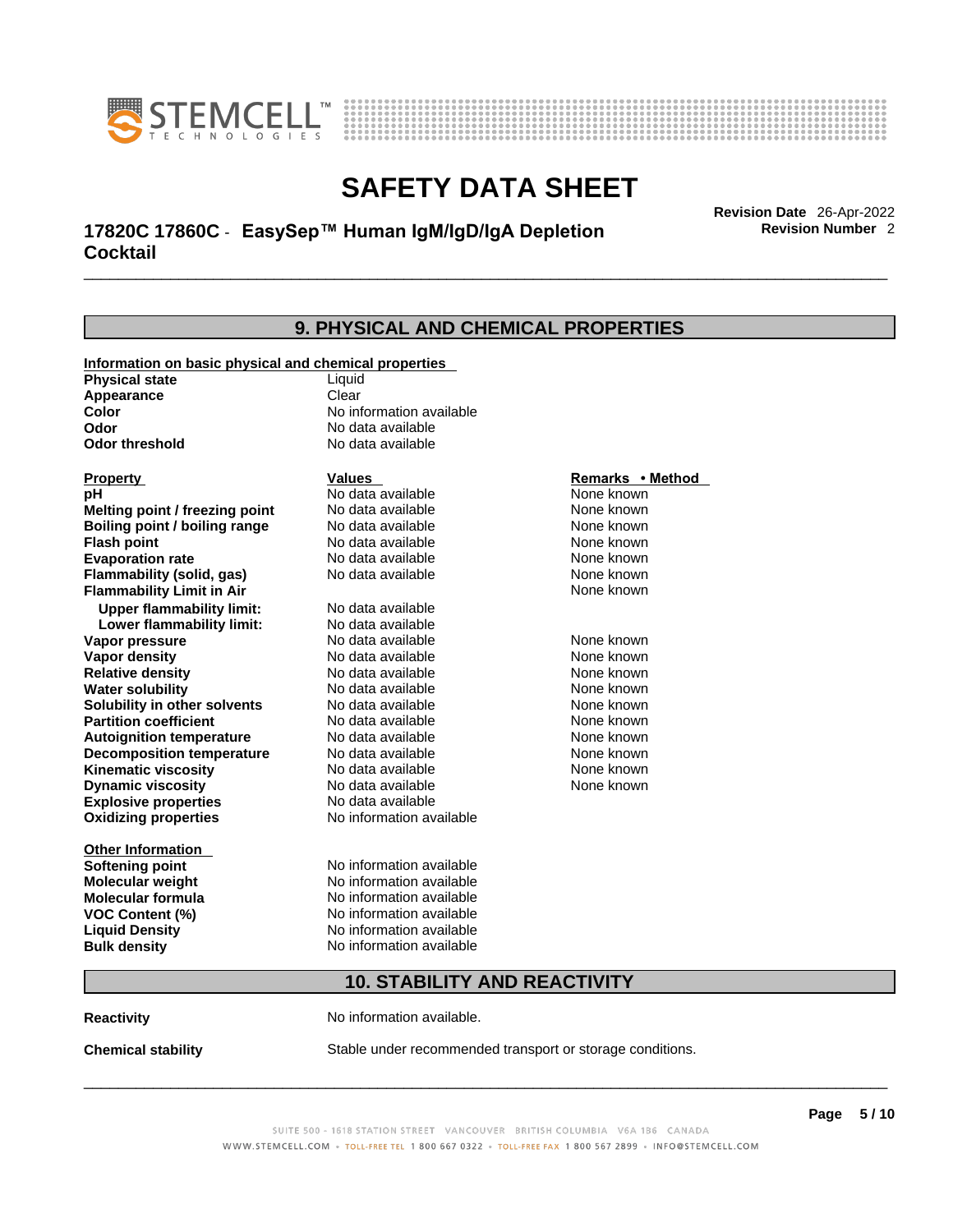## 9. PHYSICAL AND CHEMICAL PROPERTIES

**Information on basic physical and chemical properties**

| | |
|---|---|
| **Physical state** | Liquid |
| **Appearance** | Clear |
| **Color** | No information available |
| **Odor** | No data available |
| **Odor threshold** | No data available |

| Property | Values | Remarks • Method |
|---|---|---|
| **pH** | No data available | None known |
| **Melting point / freezing point** | No data available | None known |
| **Boiling point / boiling range** | No data available | None known |
| **Flash point** | No data available | None known |
| **Evaporation rate** | No data available | None known |
| **Flammability (solid, gas)** | No data available | None known |
| **Flammability Limit in Air** | | None known |
| **Upper flammability limit:** | No data available | |
| **Lower flammability limit:** | No data available | |
| **Vapor pressure** | No data available | None known |
| **Vapor density** | No data available | None known |
| **Relative density** | No data available | None known |
| **Water solubility** | No data available | None known |
| **Solubility in other solvents** | No data available | None known |
| **Partition coefficient** | No data available | None known |
| **Autoignition temperature** | No data available | None known |
| **Decomposition temperature** | No data available | None known |
| **Kinematic viscosity** | No data available | None known |
| **Dynamic viscosity** | No data available | None known |
| **Explosive properties** | No data available | |
| **Oxidizing properties** | No information available | |

**Other Information**

| | |
|---|---|
| **Softening point** | No information available |
| **Molecular weight** | No information available |
| **Molecular formula** | No information available |
| **VOC Content (%)** | No information available |
| **Liquid Density** | No information available |
| **Bulk density** | No information available |

## 10. STABILITY AND REACTIVITY

**Reactivity** No information available.

**Chemical stability** Stable under recommended transport or storage conditions.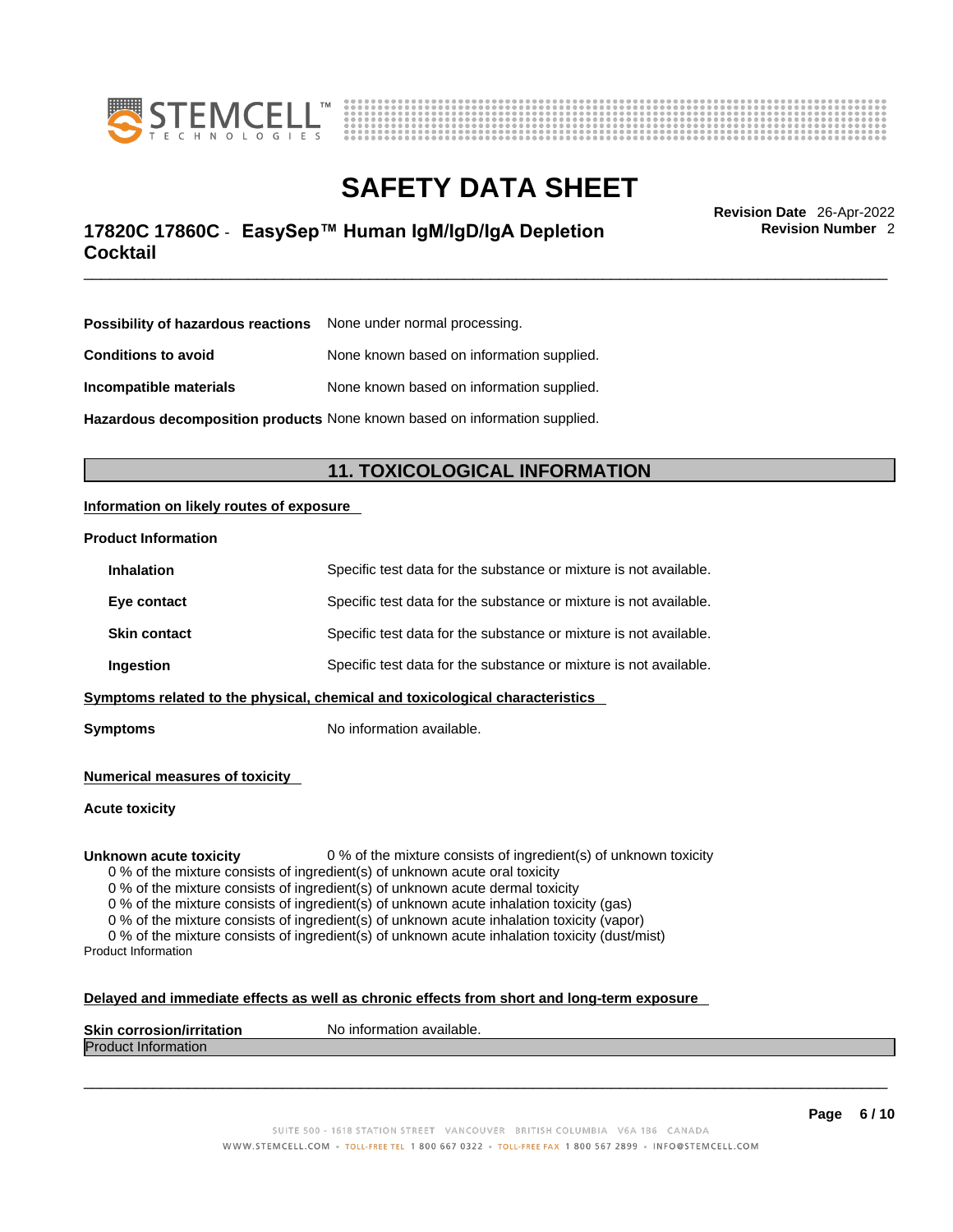| | |
|---|---|
| **Possibility of hazardous reactions** | None under normal processing. |
| **Conditions to avoid** | None known based on information supplied. |
| **Incompatible materials** | None known based on information supplied. |
| **Hazardous decomposition products** | None known based on information supplied. |

## 11. TOXICOLOGICAL INFORMATION

**Information on likely routes of exposure**

**Product Information**

| | |
|---|---|
| **Inhalation** | Specific test data for the substance or mixture is not available. |
| **Eye contact** | Specific test data for the substance or mixture is not available. |
| **Skin contact** | Specific test data for the substance or mixture is not available. |
| **Ingestion** | Specific test data for the substance or mixture is not available. |

**Symptoms related to the physical, chemical and toxicological characteristics**

**Symptoms** No information available.

**Numerical measures of toxicity**

**Acute toxicity**

**Unknown acute toxicity** 0 % of the mixture consists of ingredient(s) of unknown toxicity

0 % of the mixture consists of ingredient(s) of unknown acute oral toxicity
0 % of the mixture consists of ingredient(s) of unknown acute dermal toxicity
0 % of the mixture consists of ingredient(s) of unknown acute inhalation toxicity (gas)
0 % of the mixture consists of ingredient(s) of unknown acute inhalation toxicity (vapor)
0 % of the mixture consists of ingredient(s) of unknown acute inhalation toxicity (dust/mist)

Product Information

**Delayed and immediate effects as well as chronic effects from short and long-term exposure**

**Skin corrosion/irritation** No information available.

Product Information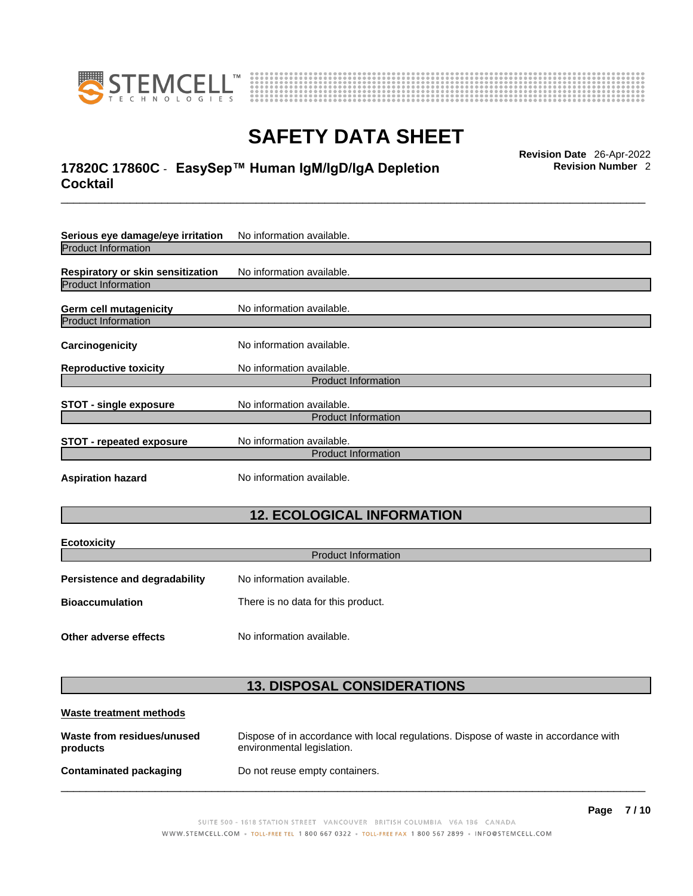**Serious eye damage/eye irritation** No information available.

Product Information

**Respiratory or skin sensitization** No information available.

Product Information

**Germ cell mutagenicity** No information available.

Product Information

**Carcinogenicity** No information available.

**Reproductive toxicity** No information available.

Product Information

**STOT - single exposure** No information available.

Product Information

**STOT - repeated exposure** No information available.

Product Information

**Aspiration hazard** No information available.

## 12. ECOLOGICAL INFORMATION

**Ecotoxicity**

Product Information

**Persistence and degradability** No information available.

**Bioaccumulation** There is no data for this product.

**Other adverse effects** No information available.

## 13. DISPOSAL CONSIDERATIONS

**Waste treatment methods**

**Waste from residues/unused products** Dispose of in accordance with local regulations. Dispose of waste in accordance with environmental legislation.

**Contaminated packaging** Do not reuse empty containers.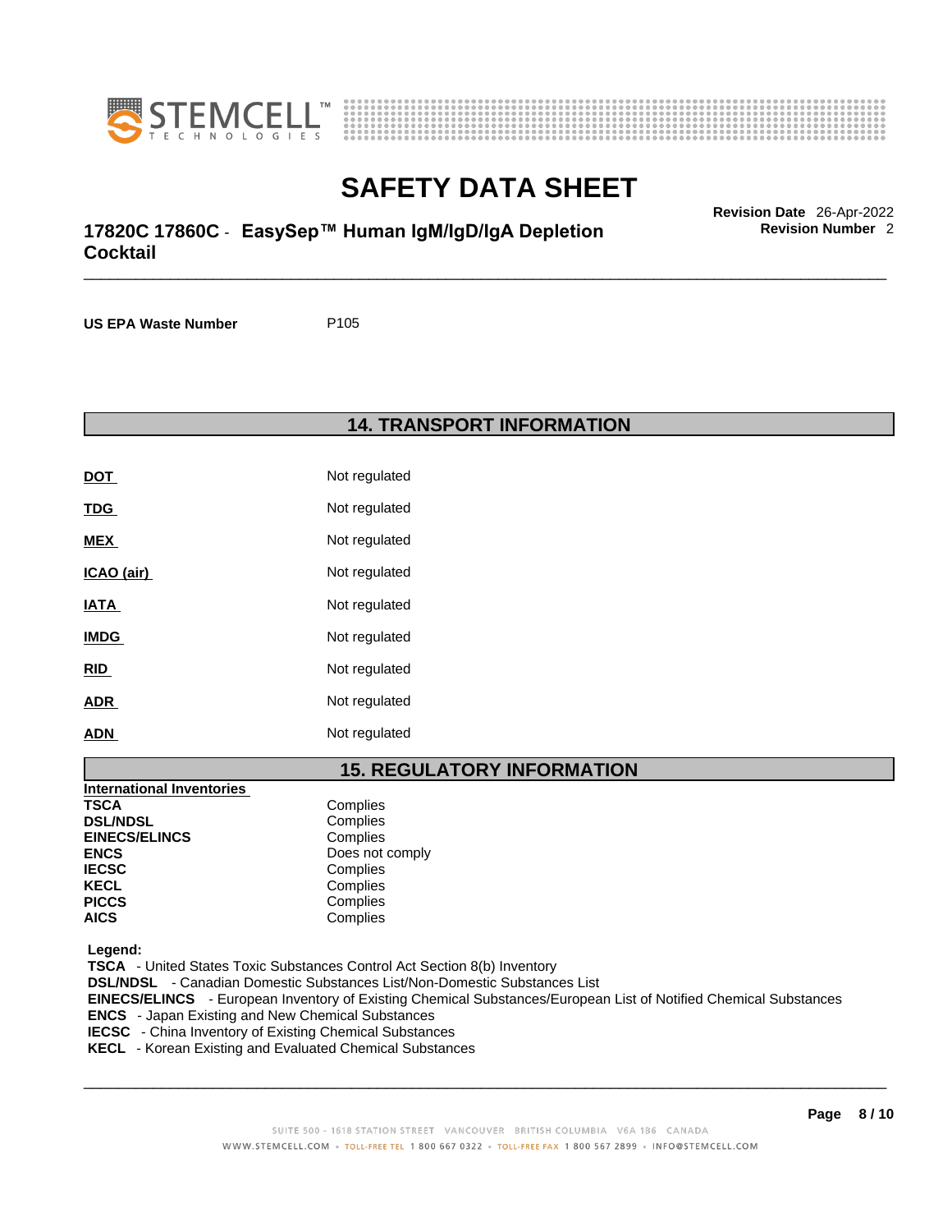US EPA Waste Number P105

## 14. TRANSPORT INFORMATION

| | |
|---|---|
| **DOT** | Not regulated |
| **TDG** | Not regulated |
| **MEX** | Not regulated |
| **ICAO (air)** | Not regulated |
| **IATA** | Not regulated |
| **IMDG** | Not regulated |
| **RID** | Not regulated |
| **ADR** | Not regulated |
| **ADN** | Not regulated |

## 15. REGULATORY INFORMATION

| International Inventories | |
|---|---|
| **TSCA** | Complies |
| **DSL/NDSL** | Complies |
| **EINECS/ELINCS** | Complies |
| **ENCS** | Does not comply |
| **IECSC** | Complies |
| **KECL** | Complies |
| **PICCS** | Complies |
| **AICS** | Complies |

**Legend:**
**TSCA** - United States Toxic Substances Control Act Section 8(b) Inventory
**DSL/NDSL** - Canadian Domestic Substances List/Non-Domestic Substances List
**EINECS/ELINCS** - European Inventory of Existing Chemical Substances/European List of Notified Chemical Substances
**ENCS** - Japan Existing and New Chemical Substances
**IECSC** - China Inventory of Existing Chemical Substances
**KECL** - Korean Existing and Evaluated Chemical Substances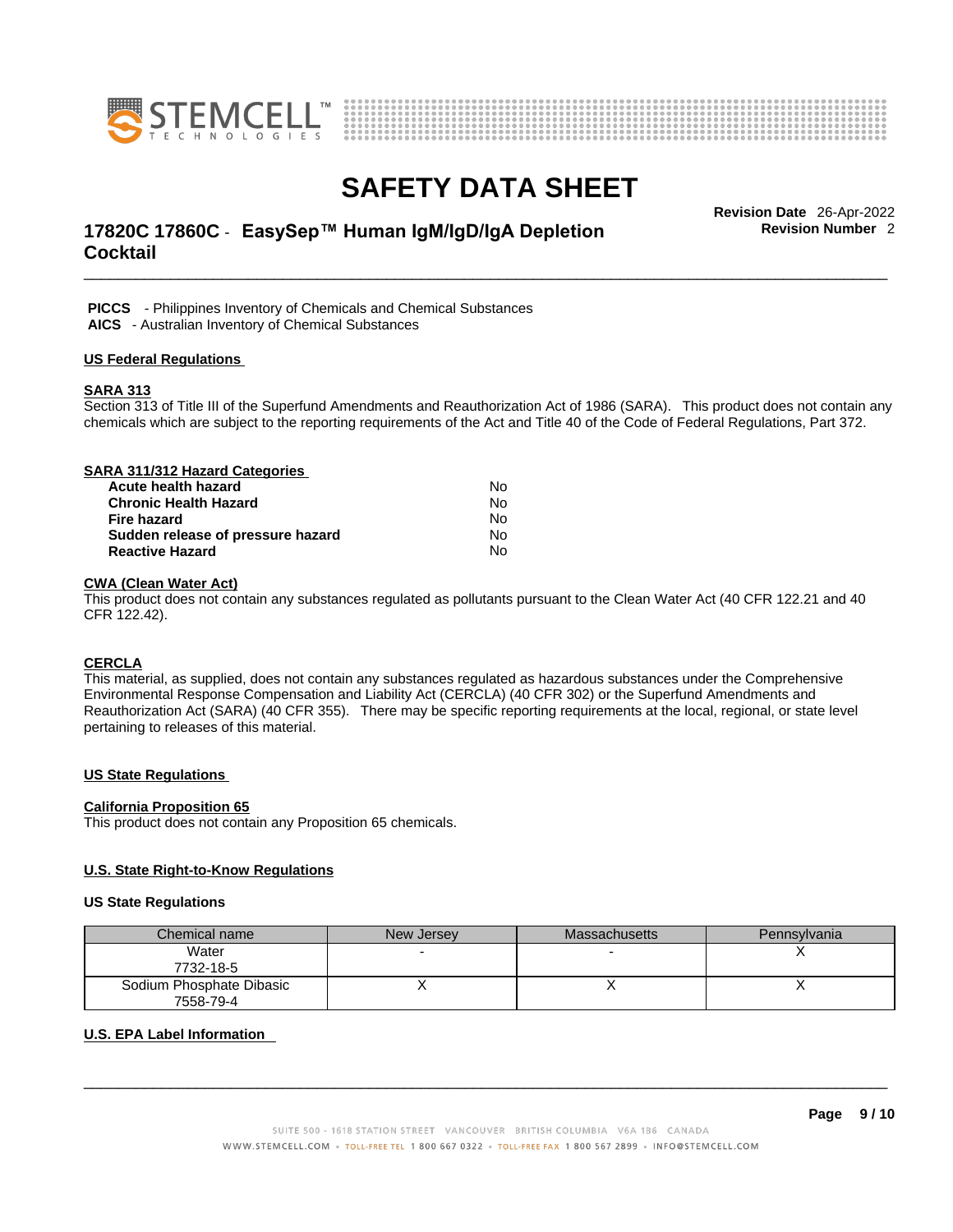**PICCS** - Philippines Inventory of Chemicals and Chemical Substances
**AICS** - Australian Inventory of Chemical Substances

## US Federal Regulations

### SARA 313

Section 313 of Title III of the Superfund Amendments and Reauthorization Act of 1986 (SARA). This product does not contain any chemicals which are subject to the reporting requirements of the Act and Title 40 of the Code of Federal Regulations, Part 372.

### SARA 311/312 Hazard Categories

| | |
|---|---|
| **Acute health hazard** | No |
| **Chronic Health Hazard** | No |
| **Fire hazard** | No |
| **Sudden release of pressure hazard** | No |
| **Reactive Hazard** | No |

### CWA (Clean Water Act)

This product does not contain any substances regulated as pollutants pursuant to the Clean Water Act (40 CFR 122.21 and 40 CFR 122.42).

### CERCLA

This material, as supplied, does not contain any substances regulated as hazardous substances under the Comprehensive Environmental Response Compensation and Liability Act (CERCLA) (40 CFR 302) or the Superfund Amendments and Reauthorization Act (SARA) (40 CFR 355). There may be specific reporting requirements at the local, regional, or state level pertaining to releases of this material.

## US State Regulations

### California Proposition 65

This product does not contain any Proposition 65 chemicals.

### U.S. State Right-to-Know Regulations

**US State Regulations**

| Chemical name | New Jersey | Massachusetts | Pennsylvania |
|---|---|---|---|
| Water<br>7732-18-5 | - | - | X |
| Sodium Phosphate Dibasic<br>7558-79-4 | X | X | X |

### U.S. EPA Label Information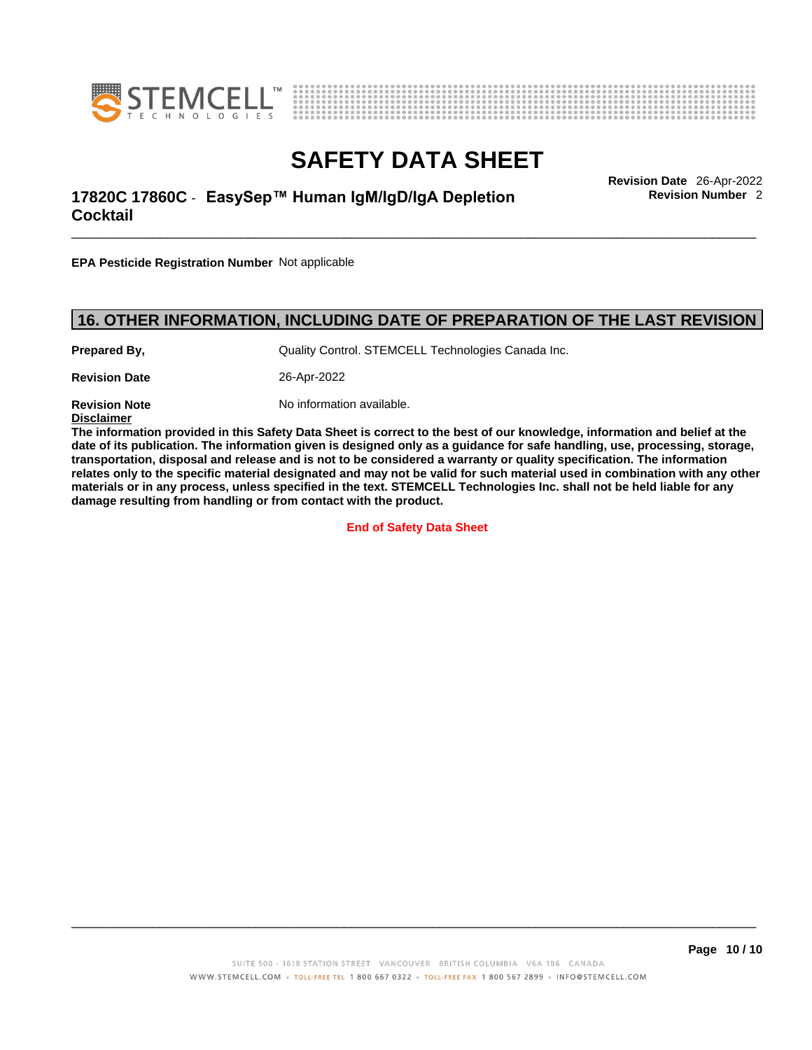**EPA Pesticide Registration Number** Not applicable

## 16. OTHER INFORMATION, INCLUDING DATE OF PREPARATION OF THE LAST REVISION

**Prepared By,** Quality Control. STEMCELL Technologies Canada Inc.

**Revision Date** 26-Apr-2022

**Revision Note** No information available.

**Disclaimer**

**The information provided in this Safety Data Sheet is correct to the best of our knowledge, information and belief at the date of its publication. The information given is designed only as a guidance for safe handling, use, processing, storage, transportation, disposal and release and is not to be considered a warranty or quality specification. The information relates only to the specific material designated and may not be valid for such material used in combination with any other materials or in any process, unless specified in the text. STEMCELL Technologies Inc. shall not be held liable for any damage resulting from handling or from contact with the product.**

**End of Safety Data Sheet**